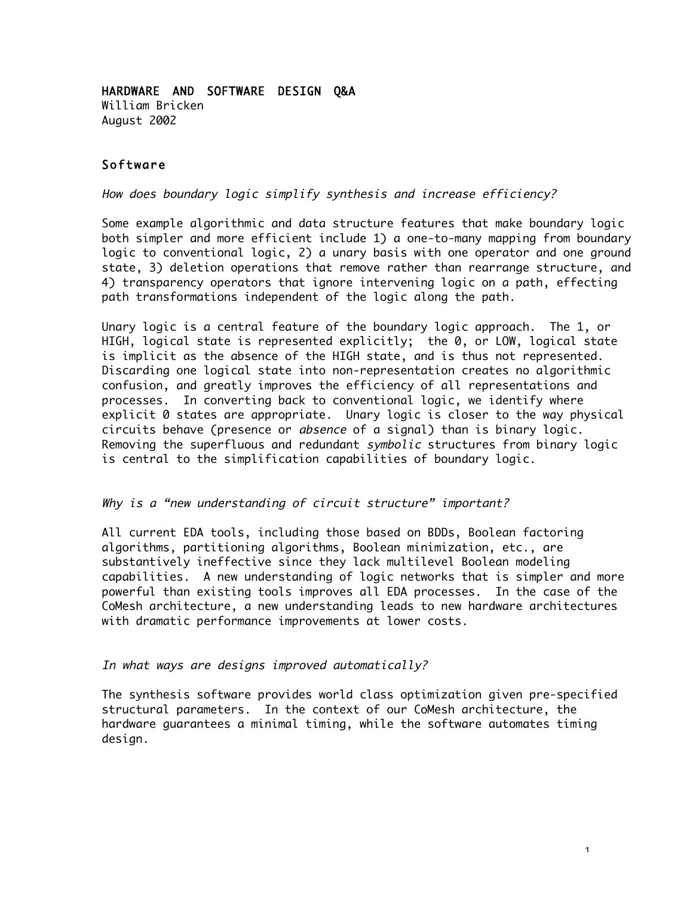# HARDWARE AND SOFTWARE DESIGN Q&A

William Bricken
August 2002

## Software

*How does boundary logic simplify synthesis and increase efficiency?*

Some example algorithmic and data structure features that make boundary logic both simpler and more efficient include 1) a one-to-many mapping from boundary logic to conventional logic, 2) a unary basis with one operator and one ground state, 3) deletion operations that remove rather than rearrange structure, and 4) transparency operators that ignore intervening logic on a path, effecting path transformations independent of the logic along the path.

Unary logic is a central feature of the boundary logic approach. The 1, or HIGH, logical state is represented explicitly; the 0, or LOW, logical state is implicit as the absence of the HIGH state, and is thus not represented. Discarding one logical state into non-representation creates no algorithmic confusion, and greatly improves the efficiency of all representations and processes. In converting back to conventional logic, we identify where explicit 0 states are appropriate. Unary logic is closer to the way physical circuits behave (presence or *absence* of a signal) than is binary logic. Removing the superfluous and redundant *symbolic* structures from binary logic is central to the simplification capabilities of boundary logic.

*Why is a "new understanding of circuit structure" important?*

All current EDA tools, including those based on BDDs, Boolean factoring algorithms, partitioning algorithms, Boolean minimization, etc., are substantively ineffective since they lack multilevel Boolean modeling capabilities. A new understanding of logic networks that is simpler and more powerful than existing tools improves all EDA processes. In the case of the CoMesh architecture, a new understanding leads to new hardware architectures with dramatic performance improvements at lower costs.

*In what ways are designs improved automatically?*

The synthesis software provides world class optimization given pre-specified structural parameters. In the context of our CoMesh architecture, the hardware guarantees a minimal timing, while the software automates timing design.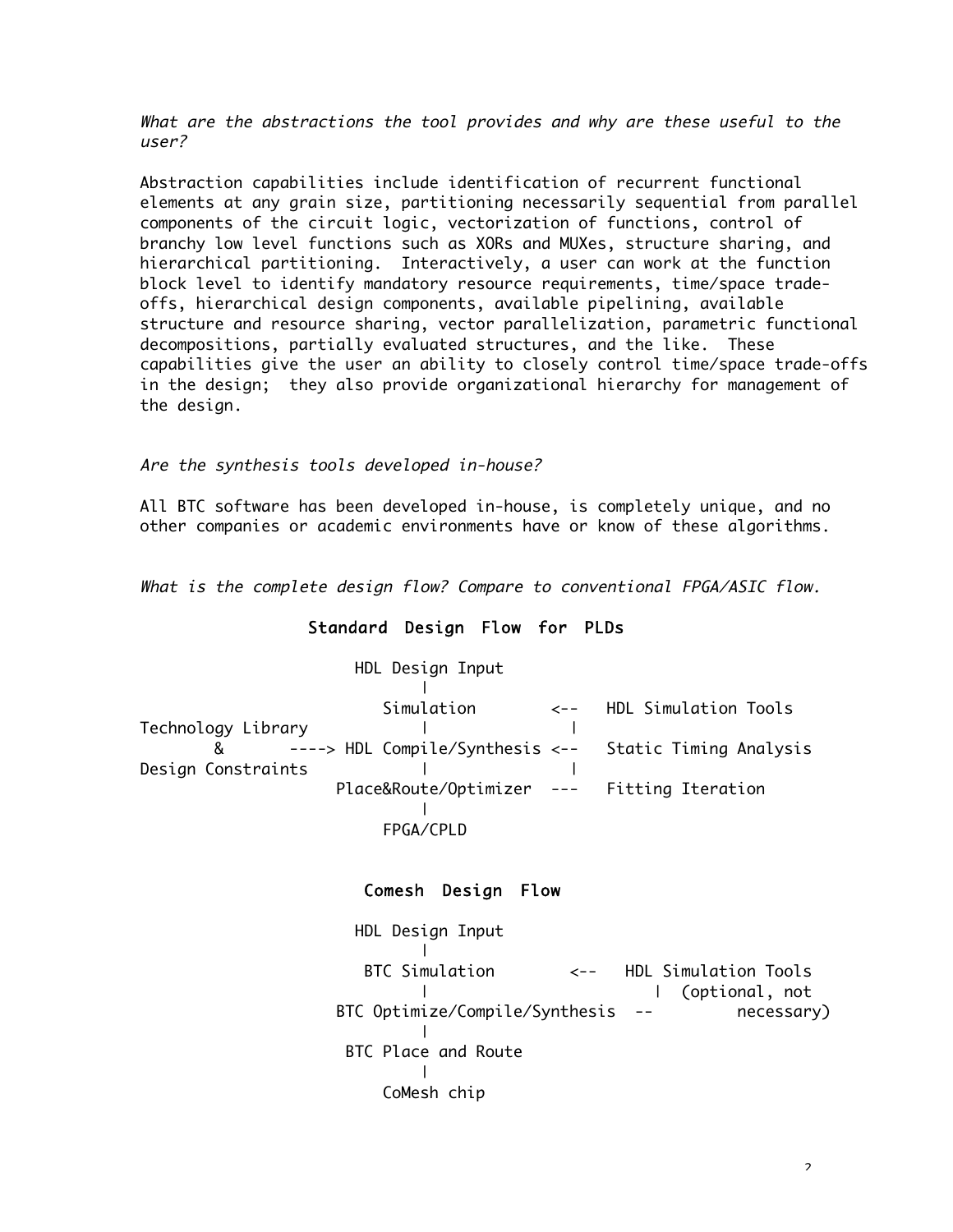*What are the abstractions the tool provides and why are these useful to the user?*

Abstraction capabilities include identification of recurrent functional elements at any grain size, partitioning necessarily sequential from parallel components of the circuit logic, vectorization of functions, control of branchy low level functions such as XORs and MUXes, structure sharing, and hierarchical partitioning. Interactively, a user can work at the function block level to identify mandatory resource requirements, time/space trade-offs, hierarchical design components, available pipelining, available structure and resource sharing, vector parallelization, parametric functional decompositions, partially evaluated structures, and the like. These capabilities give the user an ability to closely control time/space trade-offs in the design; they also provide organizational hierarchy for management of the design.

*Are the synthesis tools developed in-house?*

All BTC software has been developed in-house, is completely unique, and no other companies or academic environments have or know of these algorithms.

*What is the complete design flow? Compare to conventional FPGA/ASIC flow.*

**Standard Design Flow for PLDs**

```
                      HDL Design Input
                             |
                         Simulation        <--   HDL Simulation Tools
Technology Library           |                |
       &        ----> HDL Compile/Synthesis <--   Static Timing Analysis
Design Constraints           |                |
                    Place&Route/Optimizer  ---   Fitting Iteration
                             |
                         FPGA/CPLD
```

**Comesh Design Flow**

```
                      HDL Design Input
                             |
                       BTC Simulation       <--   HDL Simulation Tools
                             |                      |  (optional, not
                   BTC Optimize/Compile/Synthesis  --         necessary)
                             |
                     BTC Place and Route
                             |
                         CoMesh chip
```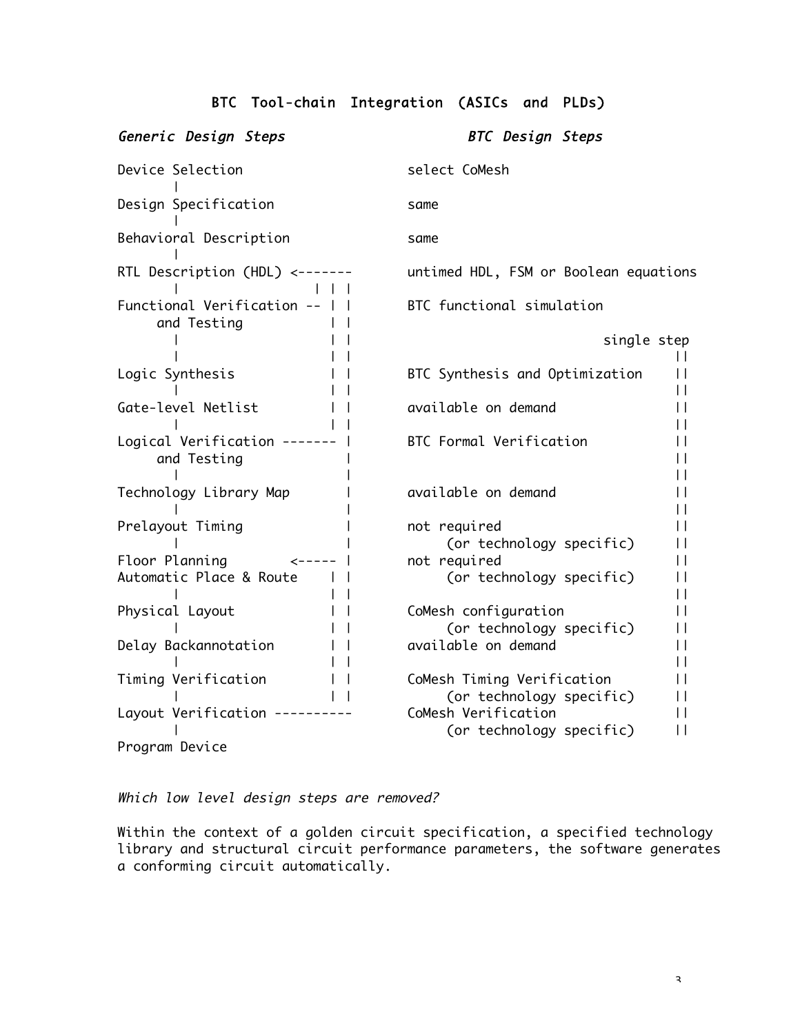## BTC Tool-chain Integration (ASICs and PLDs)

```
Generic Design Steps                       BTC Design Steps

Device Selection                  select CoMesh
      |
Design Specification              same
      |
Behavioral Description            same
      |
RTL Description (HDL) <-------    untimed HDL, FSM or Boolean equations
      |                | | |
Functional Verification -- | |    BTC functional simulation
     and Testing           | |
      |                    | |                        single step
      |                    | |                                 ||
Logic Synthesis            | |    BTC Synthesis and Optimization    ||
      |                    | |                                 ||
Gate-level Netlist         | |    available on demand          ||
      |                    | |                                 ||
Logical Verification ------- |    BTC Formal Verification      ||
     and Testing             |                                 ||
      |                      |                                 ||
Technology Library Map       |    available on demand          ||
      |                      |                                 ||
Prelayout Timing             |    not required                 ||
      |                      |         (or technology specific)    ||
Floor Planning        <----- |    not required                 ||
Automatic Place & Route    | |         (or technology specific)    ||
      |                    | |                                 ||
Physical Layout            | |    CoMesh configuration         ||
      |                    | |         (or technology specific)    ||
Delay Backannotation       | |    available on demand          ||
      |                    | |                                 ||
Timing Verification        | |    CoMesh Timing Verification   ||
      |                    | |         (or technology specific)    ||
Layout Verification ----------    CoMesh Verification          ||
      |                                (or technology specific)    ||
Program Device
```

*Which low level design steps are removed?*

Within the context of a golden circuit specification, a specified technology library and structural circuit performance parameters, the software generates a conforming circuit automatically.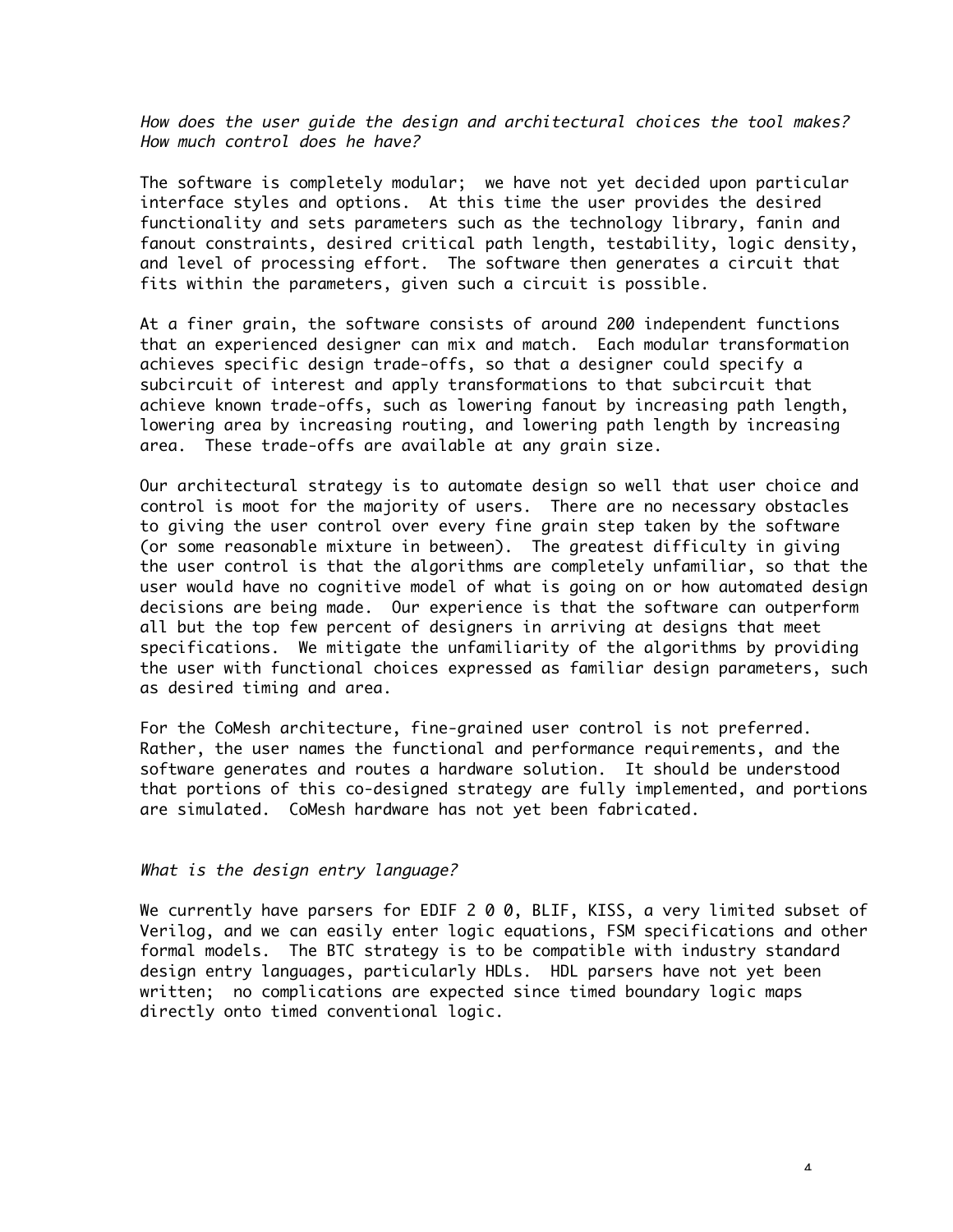*How does the user guide the design and architectural choices the tool makes? How much control does he have?*

The software is completely modular; we have not yet decided upon particular interface styles and options. At this time the user provides the desired functionality and sets parameters such as the technology library, fanin and fanout constraints, desired critical path length, testability, logic density, and level of processing effort. The software then generates a circuit that fits within the parameters, given such a circuit is possible.

At a finer grain, the software consists of around 200 independent functions that an experienced designer can mix and match. Each modular transformation achieves specific design trade-offs, so that a designer could specify a subcircuit of interest and apply transformations to that subcircuit that achieve known trade-offs, such as lowering fanout by increasing path length, lowering area by increasing routing, and lowering path length by increasing area. These trade-offs are available at any grain size.

Our architectural strategy is to automate design so well that user choice and control is moot for the majority of users. There are no necessary obstacles to giving the user control over every fine grain step taken by the software (or some reasonable mixture in between). The greatest difficulty in giving the user control is that the algorithms are completely unfamiliar, so that the user would have no cognitive model of what is going on or how automated design decisions are being made. Our experience is that the software can outperform all but the top few percent of designers in arriving at designs that meet specifications. We mitigate the unfamiliarity of the algorithms by providing the user with functional choices expressed as familiar design parameters, such as desired timing and area.

For the CoMesh architecture, fine-grained user control is not preferred. Rather, the user names the functional and performance requirements, and the software generates and routes a hardware solution. It should be understood that portions of this co-designed strategy are fully implemented, and portions are simulated. CoMesh hardware has not yet been fabricated.

*What is the design entry language?*

We currently have parsers for EDIF 2 0 0, BLIF, KISS, a very limited subset of Verilog, and we can easily enter logic equations, FSM specifications and other formal models. The BTC strategy is to be compatible with industry standard design entry languages, particularly HDLs. HDL parsers have not yet been written; no complications are expected since timed boundary logic maps directly onto timed conventional logic.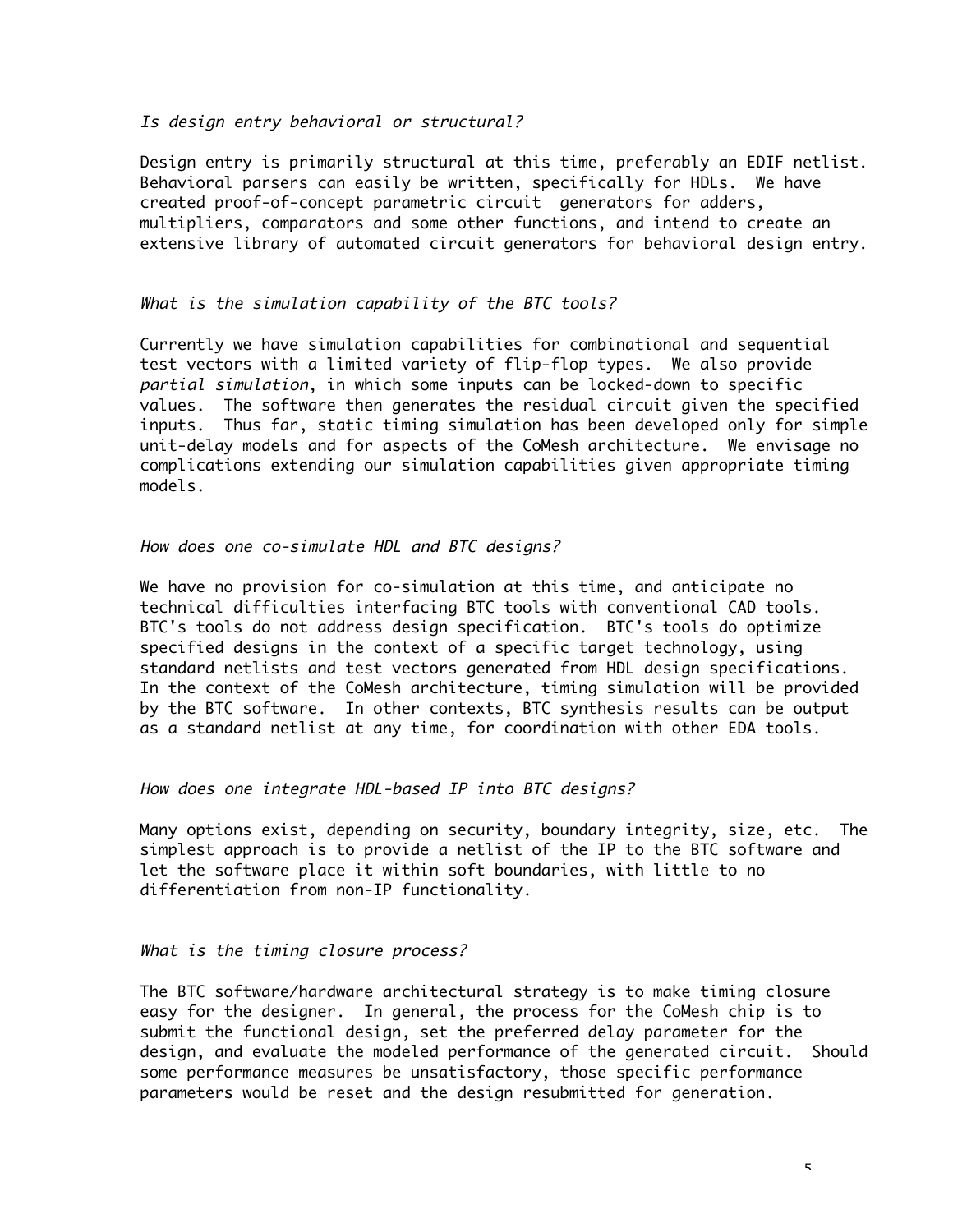*Is design entry behavioral or structural?*

Design entry is primarily structural at this time, preferably an EDIF netlist. Behavioral parsers can easily be written, specifically for HDLs. We have created proof-of-concept parametric circuit generators for adders, multipliers, comparators and some other functions, and intend to create an extensive library of automated circuit generators for behavioral design entry.

*What is the simulation capability of the BTC tools?*

Currently we have simulation capabilities for combinational and sequential test vectors with a limited variety of flip-flop types. We also provide *partial simulation*, in which some inputs can be locked-down to specific values. The software then generates the residual circuit given the specified inputs. Thus far, static timing simulation has been developed only for simple unit-delay models and for aspects of the CoMesh architecture. We envisage no complications extending our simulation capabilities given appropriate timing models.

*How does one co-simulate HDL and BTC designs?*

We have no provision for co-simulation at this time, and anticipate no technical difficulties interfacing BTC tools with conventional CAD tools. BTC's tools do not address design specification. BTC's tools do optimize specified designs in the context of a specific target technology, using standard netlists and test vectors generated from HDL design specifications. In the context of the CoMesh architecture, timing simulation will be provided by the BTC software. In other contexts, BTC synthesis results can be output as a standard netlist at any time, for coordination with other EDA tools.

*How does one integrate HDL-based IP into BTC designs?*

Many options exist, depending on security, boundary integrity, size, etc. The simplest approach is to provide a netlist of the IP to the BTC software and let the software place it within soft boundaries, with little to no differentiation from non-IP functionality.

*What is the timing closure process?*

The BTC software/hardware architectural strategy is to make timing closure easy for the designer. In general, the process for the CoMesh chip is to submit the functional design, set the preferred delay parameter for the design, and evaluate the modeled performance of the generated circuit. Should some performance measures be unsatisfactory, those specific performance parameters would be reset and the design resubmitted for generation.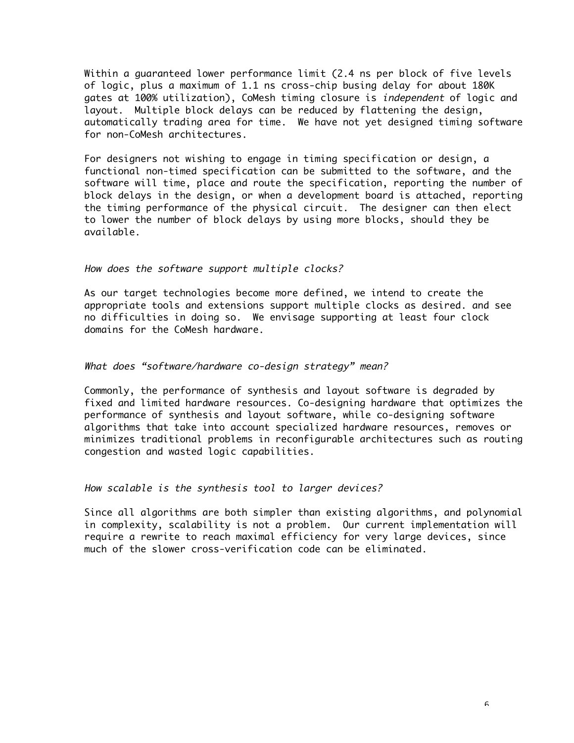Within a guaranteed lower performance limit (2.4 ns per block of five levels of logic, plus a maximum of 1.1 ns cross-chip busing delay for about 180K gates at 100% utilization), CoMesh timing closure is *independent* of logic and layout. Multiple block delays can be reduced by flattening the design, automatically trading area for time. We have not yet designed timing software for non-CoMesh architectures.

For designers not wishing to engage in timing specification or design, a functional non-timed specification can be submitted to the software, and the software will time, place and route the specification, reporting the number of block delays in the design, or when a development board is attached, reporting the timing performance of the physical circuit. The designer can then elect to lower the number of block delays by using more blocks, should they be available.

*How does the software support multiple clocks?*

As our target technologies become more defined, we intend to create the appropriate tools and extensions support multiple clocks as desired. and see no difficulties in doing so. We envisage supporting at least four clock domains for the CoMesh hardware.

*What does "software/hardware co-design strategy" mean?*

Commonly, the performance of synthesis and layout software is degraded by fixed and limited hardware resources. Co-designing hardware that optimizes the performance of synthesis and layout software, while co-designing software algorithms that take into account specialized hardware resources, removes or minimizes traditional problems in reconfigurable architectures such as routing congestion and wasted logic capabilities.

*How scalable is the synthesis tool to larger devices?*

Since all algorithms are both simpler than existing algorithms, and polynomial in complexity, scalability is not a problem. Our current implementation will require a rewrite to reach maximal efficiency for very large devices, since much of the slower cross-verification code can be eliminated.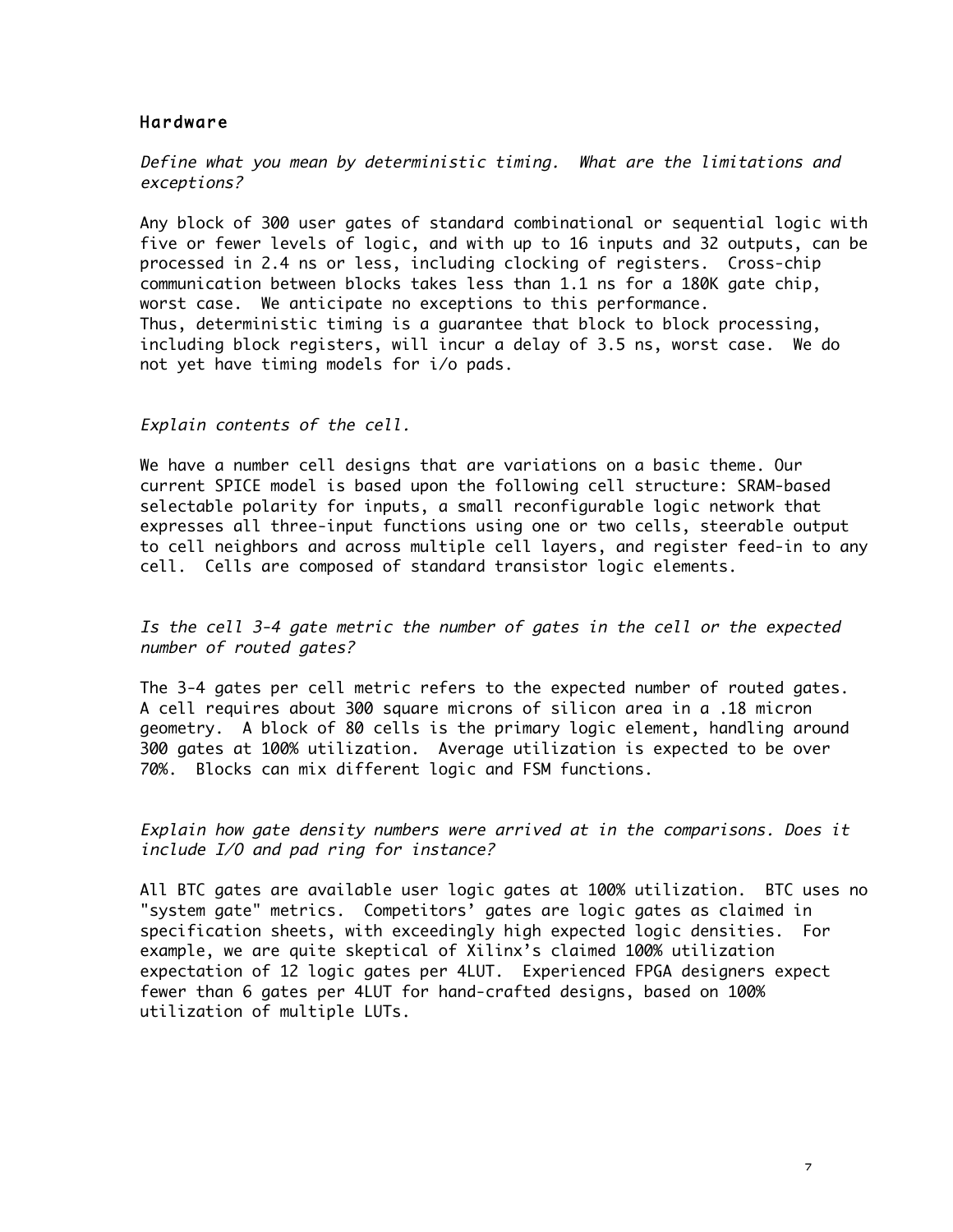## Hardware

*Define what you mean by deterministic timing. What are the limitations and exceptions?*

Any block of 300 user gates of standard combinational or sequential logic with five or fewer levels of logic, and with up to 16 inputs and 32 outputs, can be processed in 2.4 ns or less, including clocking of registers. Cross-chip communication between blocks takes less than 1.1 ns for a 180K gate chip, worst case. We anticipate no exceptions to this performance.
Thus, deterministic timing is a guarantee that block to block processing, including block registers, will incur a delay of 3.5 ns, worst case. We do not yet have timing models for i/o pads.

*Explain contents of the cell.*

We have a number cell designs that are variations on a basic theme. Our current SPICE model is based upon the following cell structure: SRAM-based selectable polarity for inputs, a small reconfigurable logic network that expresses all three-input functions using one or two cells, steerable output to cell neighbors and across multiple cell layers, and register feed-in to any cell. Cells are composed of standard transistor logic elements.

*Is the cell 3-4 gate metric the number of gates in the cell or the expected number of routed gates?*

The 3-4 gates per cell metric refers to the expected number of routed gates. A cell requires about 300 square microns of silicon area in a .18 micron geometry. A block of 80 cells is the primary logic element, handling around 300 gates at 100% utilization. Average utilization is expected to be over 70%. Blocks can mix different logic and FSM functions.

*Explain how gate density numbers were arrived at in the comparisons. Does it include I/O and pad ring for instance?*

All BTC gates are available user logic gates at 100% utilization. BTC uses no "system gate" metrics. Competitors' gates are logic gates as claimed in specification sheets, with exceedingly high expected logic densities. For example, we are quite skeptical of Xilinx's claimed 100% utilization expectation of 12 logic gates per 4LUT. Experienced FPGA designers expect fewer than 6 gates per 4LUT for hand-crafted designs, based on 100% utilization of multiple LUTs.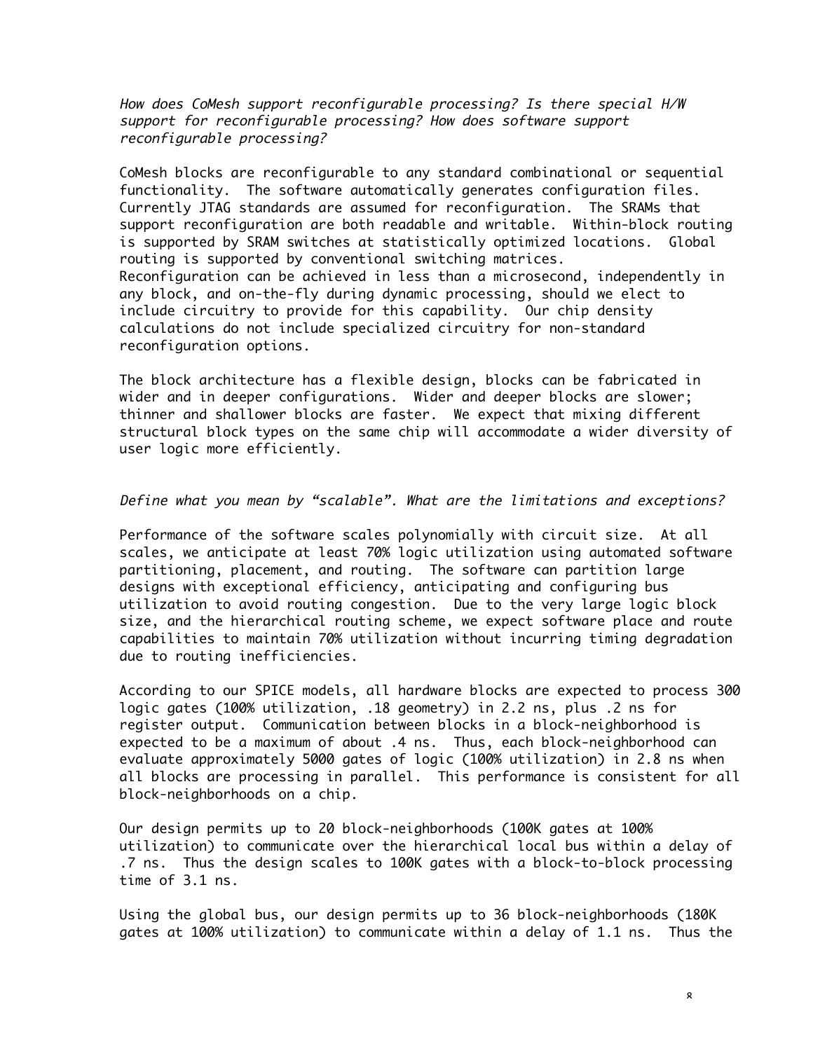*How does CoMesh support reconfigurable processing? Is there special H/W support for reconfigurable processing? How does software support reconfigurable processing?*

CoMesh blocks are reconfigurable to any standard combinational or sequential functionality. The software automatically generates configuration files. Currently JTAG standards are assumed for reconfiguration. The SRAMs that support reconfiguration are both readable and writable. Within-block routing is supported by SRAM switches at statistically optimized locations. Global routing is supported by conventional switching matrices. Reconfiguration can be achieved in less than a microsecond, independently in any block, and on-the-fly during dynamic processing, should we elect to include circuitry to provide for this capability. Our chip density calculations do not include specialized circuitry for non-standard reconfiguration options.

The block architecture has a flexible design, blocks can be fabricated in wider and in deeper configurations. Wider and deeper blocks are slower; thinner and shallower blocks are faster. We expect that mixing different structural block types on the same chip will accommodate a wider diversity of user logic more efficiently.

*Define what you mean by "scalable". What are the limitations and exceptions?*

Performance of the software scales polynomially with circuit size. At all scales, we anticipate at least 70% logic utilization using automated software partitioning, placement, and routing. The software can partition large designs with exceptional efficiency, anticipating and configuring bus utilization to avoid routing congestion. Due to the very large logic block size, and the hierarchical routing scheme, we expect software place and route capabilities to maintain 70% utilization without incurring timing degradation due to routing inefficiencies.

According to our SPICE models, all hardware blocks are expected to process 300 logic gates (100% utilization, .18 geometry) in 2.2 ns, plus .2 ns for register output. Communication between blocks in a block-neighborhood is expected to be a maximum of about .4 ns. Thus, each block-neighborhood can evaluate approximately 5000 gates of logic (100% utilization) in 2.8 ns when all blocks are processing in parallel. This performance is consistent for all block-neighborhoods on a chip.

Our design permits up to 20 block-neighborhoods (100K gates at 100% utilization) to communicate over the hierarchical local bus within a delay of .7 ns. Thus the design scales to 100K gates with a block-to-block processing time of 3.1 ns.

Using the global bus, our design permits up to 36 block-neighborhoods (180K gates at 100% utilization) to communicate within a delay of 1.1 ns. Thus the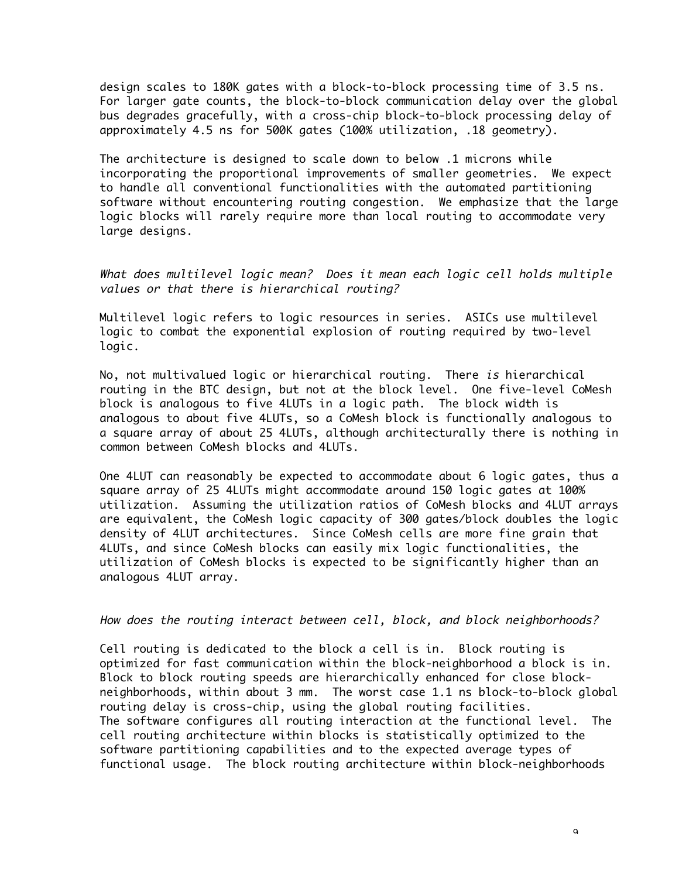design scales to 180K gates with a block-to-block processing time of 3.5 ns. For larger gate counts, the block-to-block communication delay over the global bus degrades gracefully, with a cross-chip block-to-block processing delay of approximately 4.5 ns for 500K gates (100% utilization, .18 geometry).

The architecture is designed to scale down to below .1 microns while incorporating the proportional improvements of smaller geometries. We expect to handle all conventional functionalities with the automated partitioning software without encountering routing congestion. We emphasize that the large logic blocks will rarely require more than local routing to accommodate very large designs.

*What does multilevel logic mean? Does it mean each logic cell holds multiple values or that there is hierarchical routing?*

Multilevel logic refers to logic resources in series. ASICs use multilevel logic to combat the exponential explosion of routing required by two-level logic.

No, not multivalued logic or hierarchical routing. There *is* hierarchical routing in the BTC design, but not at the block level. One five-level CoMesh block is analogous to five 4LUTs in a logic path. The block width is analogous to about five 4LUTs, so a CoMesh block is functionally analogous to a square array of about 25 4LUTs, although architecturally there is nothing in common between CoMesh blocks and 4LUTs.

One 4LUT can reasonably be expected to accommodate about 6 logic gates, thus a square array of 25 4LUTs might accommodate around 150 logic gates at 100% utilization. Assuming the utilization ratios of CoMesh blocks and 4LUT arrays are equivalent, the CoMesh logic capacity of 300 gates/block doubles the logic density of 4LUT architectures. Since CoMesh cells are more fine grain that 4LUTs, and since CoMesh blocks can easily mix logic functionalities, the utilization of CoMesh blocks is expected to be significantly higher than an analogous 4LUT array.

*How does the routing interact between cell, block, and block neighborhoods?*

Cell routing is dedicated to the block a cell is in. Block routing is optimized for fast communication within the block-neighborhood a block is in. Block to block routing speeds are hierarchically enhanced for close block-neighborhoods, within about 3 mm. The worst case 1.1 ns block-to-block global routing delay is cross-chip, using the global routing facilities.
The software configures all routing interaction at the functional level. The cell routing architecture within blocks is statistically optimized to the software partitioning capabilities and to the expected average types of functional usage. The block routing architecture within block-neighborhoods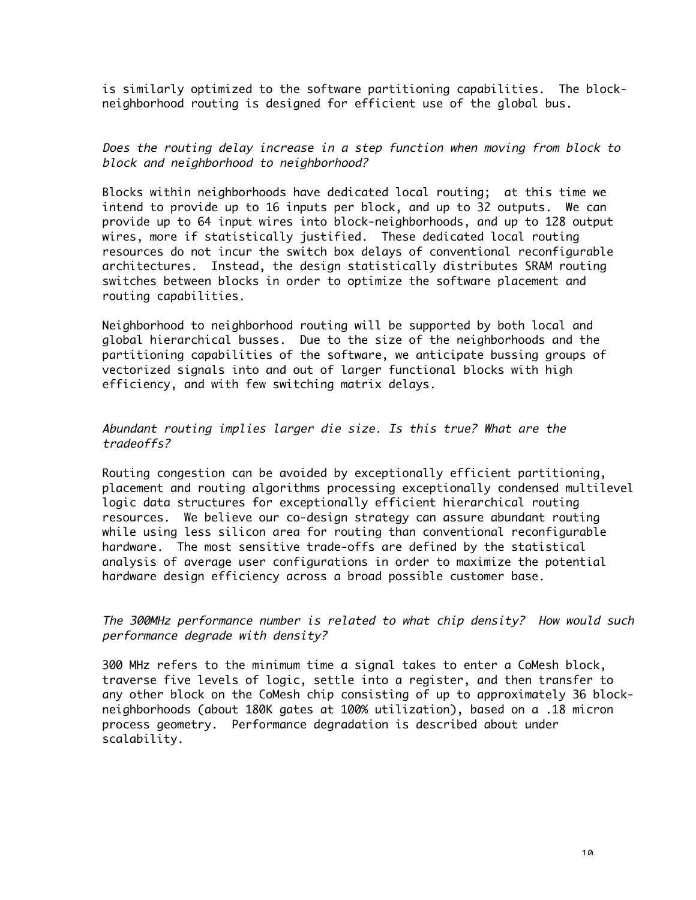is similarly optimized to the software partitioning capabilities. The block-neighborhood routing is designed for efficient use of the global bus.

*Does the routing delay increase in a step function when moving from block to block and neighborhood to neighborhood?*

Blocks within neighborhoods have dedicated local routing; at this time we intend to provide up to 16 inputs per block, and up to 32 outputs. We can provide up to 64 input wires into block-neighborhoods, and up to 128 output wires, more if statistically justified. These dedicated local routing resources do not incur the switch box delays of conventional reconfigurable architectures. Instead, the design statistically distributes SRAM routing switches between blocks in order to optimize the software placement and routing capabilities.

Neighborhood to neighborhood routing will be supported by both local and global hierarchical busses. Due to the size of the neighborhoods and the partitioning capabilities of the software, we anticipate bussing groups of vectorized signals into and out of larger functional blocks with high efficiency, and with few switching matrix delays.

*Abundant routing implies larger die size. Is this true? What are the tradeoffs?*

Routing congestion can be avoided by exceptionally efficient partitioning, placement and routing algorithms processing exceptionally condensed multilevel logic data structures for exceptionally efficient hierarchical routing resources. We believe our co-design strategy can assure abundant routing while using less silicon area for routing than conventional reconfigurable hardware. The most sensitive trade-offs are defined by the statistical analysis of average user configurations in order to maximize the potential hardware design efficiency across a broad possible customer base.

*The 300MHz performance number is related to what chip density? How would such performance degrade with density?*

300 MHz refers to the minimum time a signal takes to enter a CoMesh block, traverse five levels of logic, settle into a register, and then transfer to any other block on the CoMesh chip consisting of up to approximately 36 block-neighborhoods (about 180K gates at 100% utilization), based on a .18 micron process geometry. Performance degradation is described about under scalability.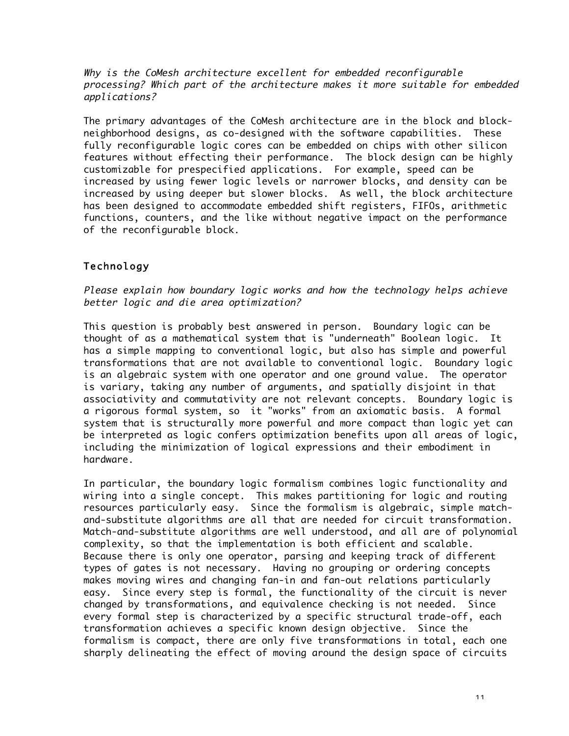*Why is the CoMesh architecture excellent for embedded reconfigurable processing? Which part of the architecture makes it more suitable for embedded applications?*

The primary advantages of the CoMesh architecture are in the block and block-neighborhood designs, as co-designed with the software capabilities. These fully reconfigurable logic cores can be embedded on chips with other silicon features without effecting their performance. The block design can be highly customizable for prespecified applications. For example, speed can be increased by using fewer logic levels or narrower blocks, and density can be increased by using deeper but slower blocks. As well, the block architecture has been designed to accommodate embedded shift registers, FIFOs, arithmetic functions, counters, and the like without negative impact on the performance of the reconfigurable block.

## Technology

*Please explain how boundary logic works and how the technology helps achieve better logic and die area optimization?*

This question is probably best answered in person. Boundary logic can be thought of as a mathematical system that is "underneath" Boolean logic. It has a simple mapping to conventional logic, but also has simple and powerful transformations that are not available to conventional logic. Boundary logic is an algebraic system with one operator and one ground value. The operator is variary, taking any number of arguments, and spatially disjoint in that associativity and commutativity are not relevant concepts. Boundary logic is a rigorous formal system, so it "works" from an axiomatic basis. A formal system that is structurally more powerful and more compact than logic yet can be interpreted as logic confers optimization benefits upon all areas of logic, including the minimization of logical expressions and their embodiment in hardware.

In particular, the boundary logic formalism combines logic functionality and wiring into a single concept. This makes partitioning for logic and routing resources particularly easy. Since the formalism is algebraic, simple match-and-substitute algorithms are all that are needed for circuit transformation. Match-and-substitute algorithms are well understood, and all are of polynomial complexity, so that the implementation is both efficient and scalable. Because there is only one operator, parsing and keeping track of different types of gates is not necessary. Having no grouping or ordering concepts makes moving wires and changing fan-in and fan-out relations particularly easy. Since every step is formal, the functionality of the circuit is never changed by transformations, and equivalence checking is not needed. Since every formal step is characterized by a specific structural trade-off, each transformation achieves a specific known design objective. Since the formalism is compact, there are only five transformations in total, each one sharply delineating the effect of moving around the design space of circuits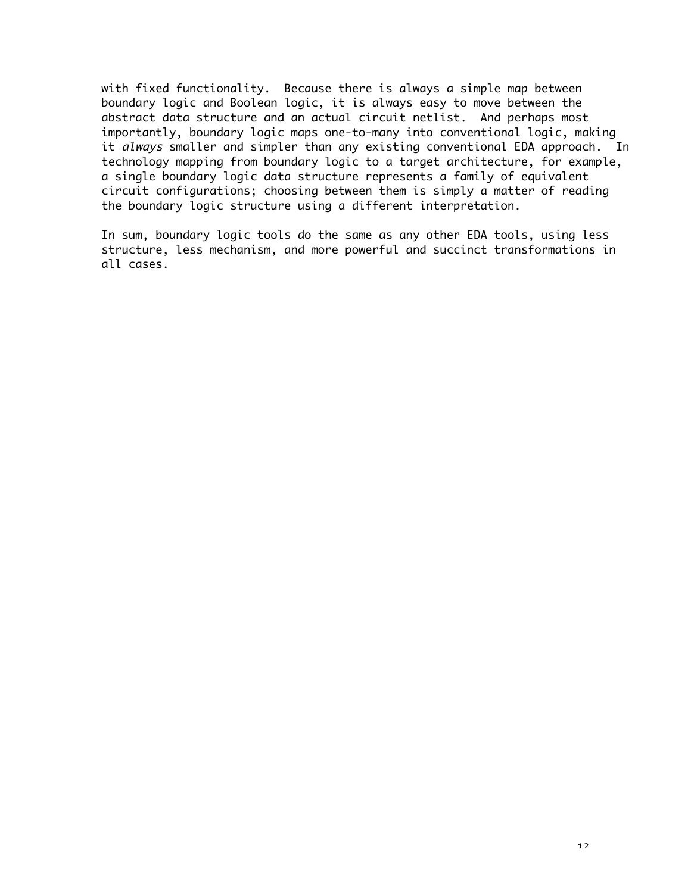with fixed functionality. Because there is always a simple map between boundary logic and Boolean logic, it is always easy to move between the abstract data structure and an actual circuit netlist. And perhaps most importantly, boundary logic maps one-to-many into conventional logic, making it *always* smaller and simpler than any existing conventional EDA approach. In technology mapping from boundary logic to a target architecture, for example, a single boundary logic data structure represents a family of equivalent circuit configurations; choosing between them is simply a matter of reading the boundary logic structure using a different interpretation.

In sum, boundary logic tools do the same as any other EDA tools, using less structure, less mechanism, and more powerful and succinct transformations in all cases.